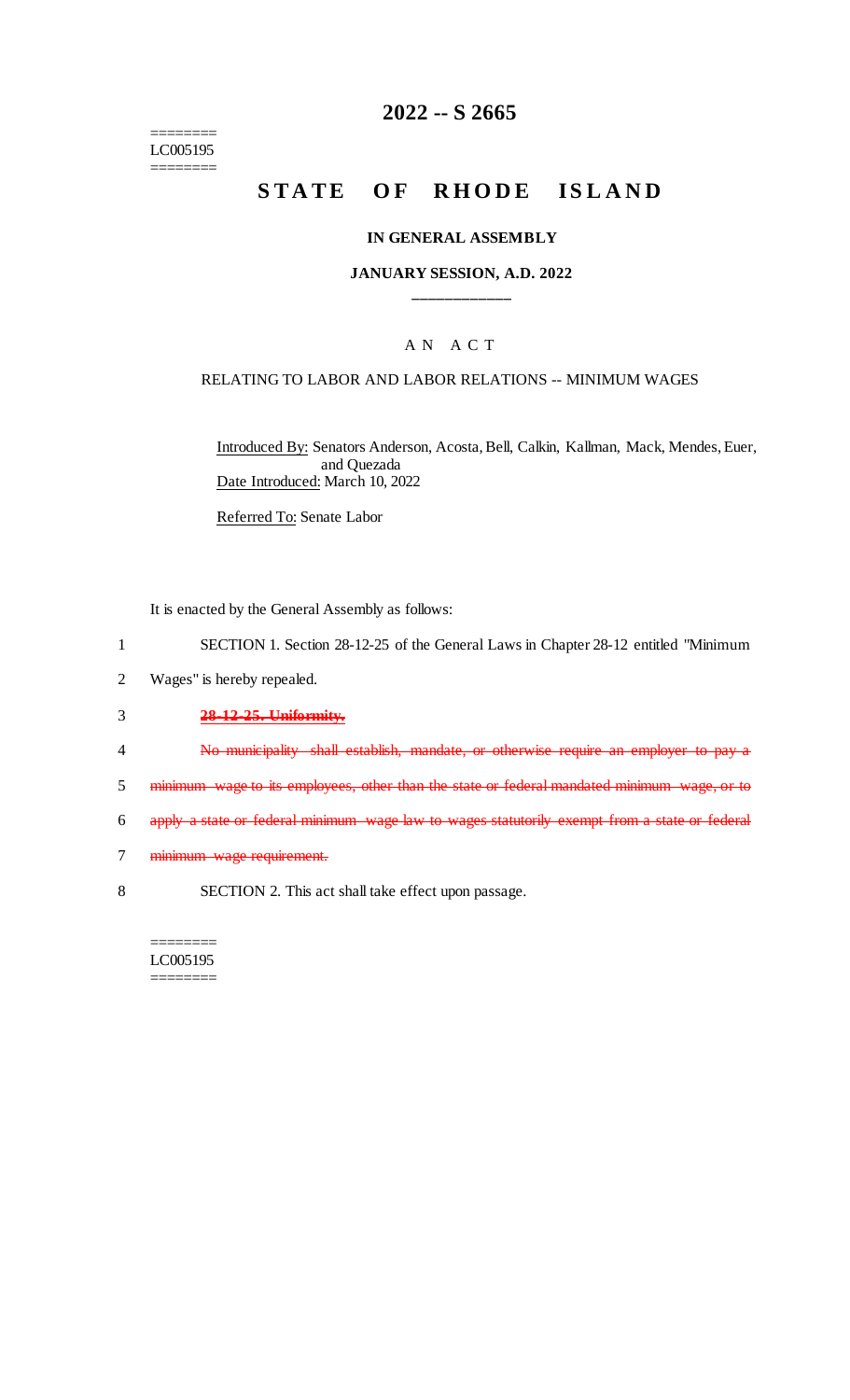========
LC005195
========

# 2022 -- S 2665

# STATE OF RHODE ISLAND

### IN GENERAL ASSEMBLY

### JANUARY SESSION, A.D. 2022

____________

A N A C T

RELATING TO LABOR AND LABOR RELATIONS -- MINIMUM WAGES

Introduced By: Senators Anderson, Acosta, Bell, Calkin, Kallman, Mack, Mendes, Euer, and Quezada

Date Introduced: March 10, 2022

Referred To: Senate Labor

It is enacted by the General Assembly as follows:

1 SECTION 1. Section 28-12-25 of the General Laws in Chapter 28-12 entitled "Minimum
2 Wages" is hereby repealed.

3 ~~**28-12-25. Uniformity.**~~

4 ~~No municipality shall establish, mandate, or otherwise require an employer to pay a~~
5 ~~minimum wage to its employees, other than the state or federal mandated minimum wage, or to~~
6 ~~apply a state or federal minimum wage law to wages statutorily exempt from a state or federal~~
7 ~~minimum wage requirement.~~

8 SECTION 2. This act shall take effect upon passage.

========
LC005195
========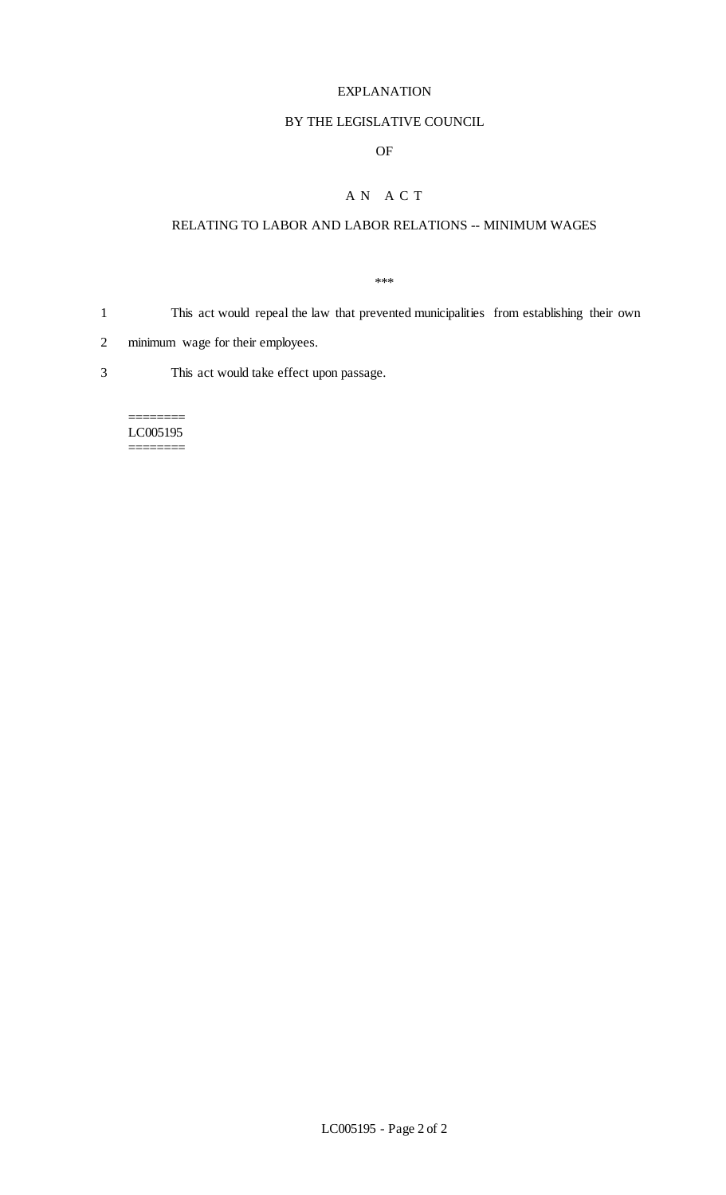EXPLANATION

BY THE LEGISLATIVE COUNCIL

OF

A N A C T

RELATING TO LABOR AND LABOR RELATIONS -- MINIMUM WAGES

\*\*\*

1 This act would repeal the law that prevented municipalities from establishing their own
2 minimum wage for their employees.
3 This act would take effect upon passage.

========
LC005195
========